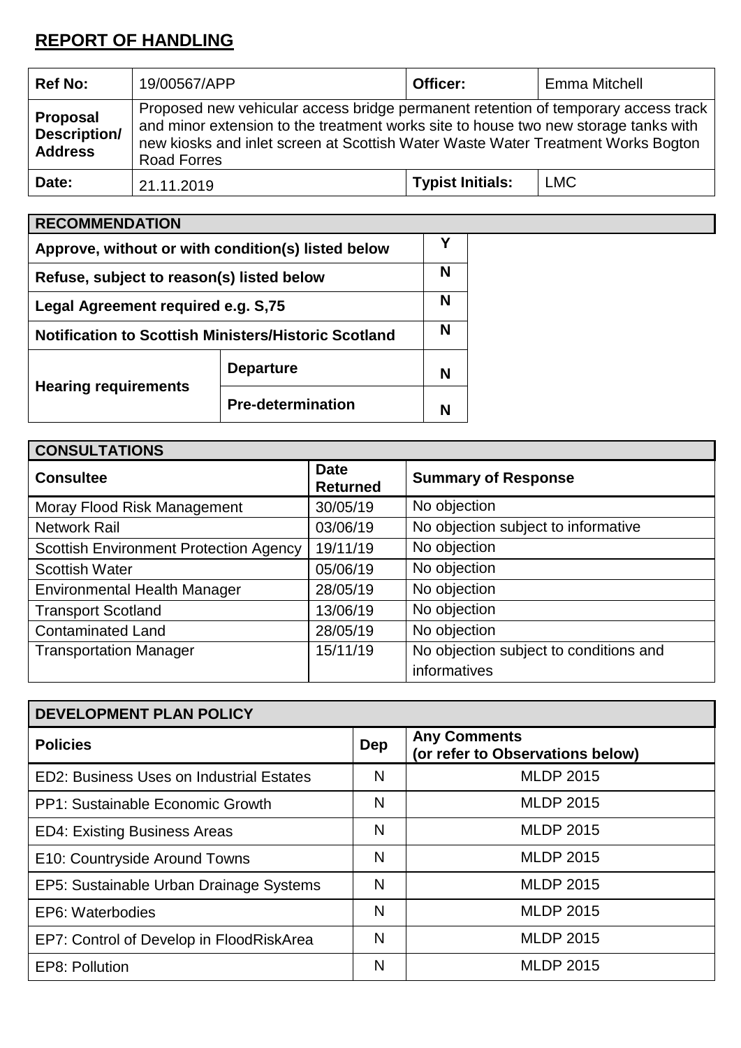## REPORT OF HANDLING

| Ref No: | 19/00567/APP | Officer: | Emma Mitchell |
|---|---|---|---|
| Proposal Description/ Address | Proposed new vehicular access bridge permanent retention of temporary access track and minor extension to the treatment works site to house two new storage tanks with new kiosks and inlet screen at Scottish Water Waste Water Treatment Works Bogton Road Forres | | |
| Date: | 21.11.2019 | Typist Initials: | LMC |

| RECOMMENDATION | | |
|---|---|---|
| Approve, without or with condition(s) listed below | | Y |
| Refuse, subject to reason(s) listed below | | N |
| Legal Agreement required e.g. S,75 | | N |
| Notification to Scottish Ministers/Historic Scotland | | N |
| Hearing requirements | Departure | N |
| | Pre-determination | N |

| CONSULTATIONS | | |
|---|---|---|
| Consultee | Date Returned | Summary of Response |
| Moray Flood Risk Management | 30/05/19 | No objection |
| Network Rail | 03/06/19 | No objection subject to informative |
| Scottish Environment Protection Agency | 19/11/19 | No objection |
| Scottish Water | 05/06/19 | No objection |
| Environmental Health Manager | 28/05/19 | No objection |
| Transport Scotland | 13/06/19 | No objection |
| Contaminated Land | 28/05/19 | No objection |
| Transportation Manager | 15/11/19 | No objection subject to conditions and informatives |

| DEVELOPMENT PLAN POLICY | | |
|---|---|---|
| Policies | Dep | Any Comments (or refer to Observations below) |
| ED2: Business Uses on Industrial Estates | N | MLDP 2015 |
| PP1: Sustainable Economic Growth | N | MLDP 2015 |
| ED4: Existing Business Areas | N | MLDP 2015 |
| E10: Countryside Around Towns | N | MLDP 2015 |
| EP5: Sustainable Urban Drainage Systems | N | MLDP 2015 |
| EP6: Waterbodies | N | MLDP 2015 |
| EP7: Control of Develop in FloodRiskArea | N | MLDP 2015 |
| EP8: Pollution | N | MLDP 2015 |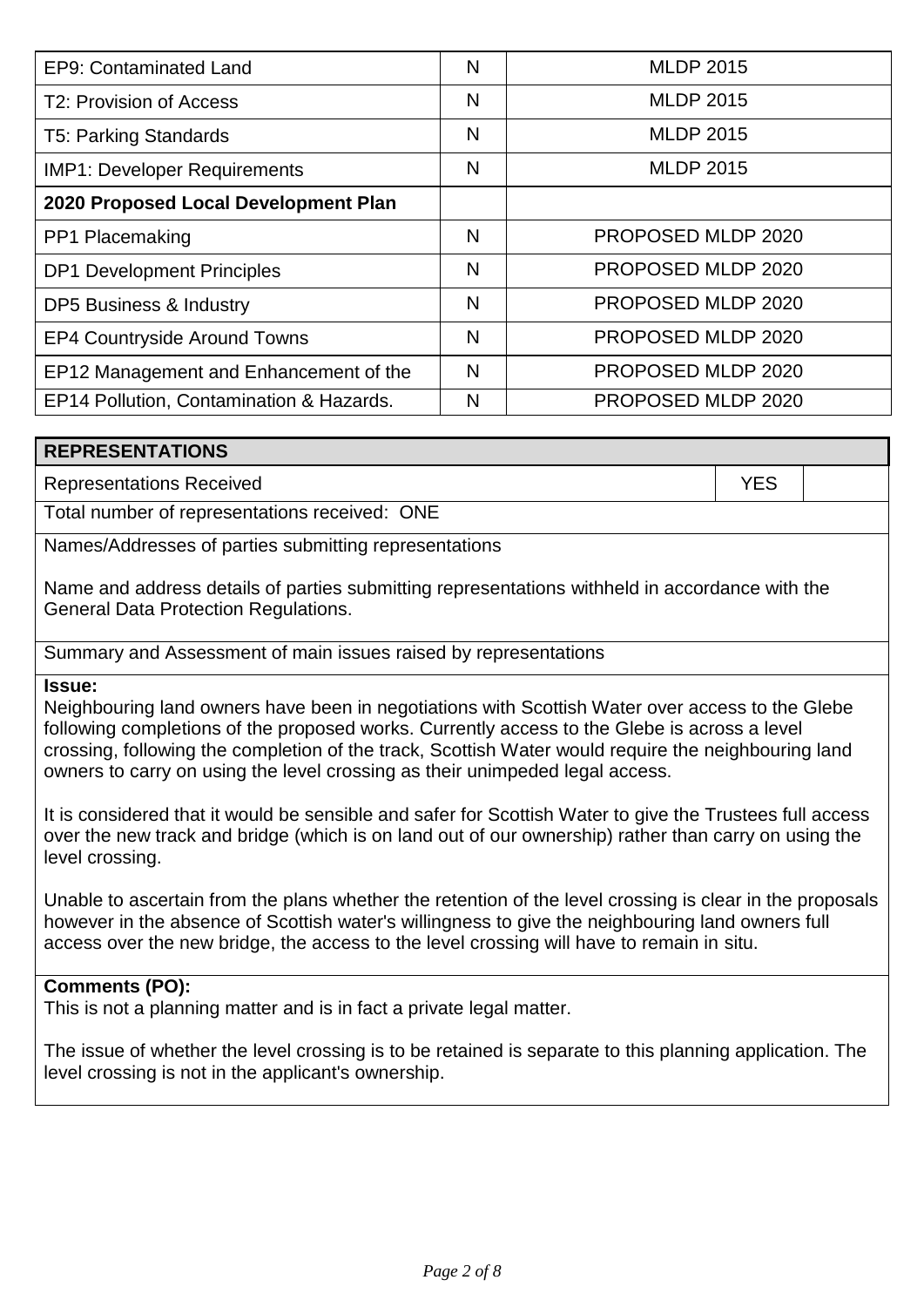| | | |
|---|---|---|
| EP9: Contaminated Land | N | MLDP 2015 |
| T2: Provision of Access | N | MLDP 2015 |
| T5: Parking Standards | N | MLDP 2015 |
| IMP1: Developer Requirements | N | MLDP 2015 |
| **2020 Proposed Local Development Plan** | | |
| PP1 Placemaking | N | PROPOSED MLDP 2020 |
| DP1 Development Principles | N | PROPOSED MLDP 2020 |
| DP5 Business & Industry | N | PROPOSED MLDP 2020 |
| EP4 Countryside Around Towns | N | PROPOSED MLDP 2020 |
| EP12 Management and Enhancement of the | N | PROPOSED MLDP 2020 |
| EP14 Pollution, Contamination & Hazards. | N | PROPOSED MLDP 2020 |

## REPRESENTATIONS

| | | |
|---|---|---|
| Representations Received | YES | |

Total number of representations received: ONE

Names/Addresses of parties submitting representations

Name and address details of parties submitting representations withheld in accordance with the General Data Protection Regulations.

Summary and Assessment of main issues raised by representations

**Issue:**
Neighbouring land owners have been in negotiations with Scottish Water over access to the Glebe following completions of the proposed works. Currently access to the Glebe is across a level crossing, following the completion of the track, Scottish Water would require the neighbouring land owners to carry on using the level crossing as their unimpeded legal access.

It is considered that it would be sensible and safer for Scottish Water to give the Trustees full access over the new track and bridge (which is on land out of our ownership) rather than carry on using the level crossing.

Unable to ascertain from the plans whether the retention of the level crossing is clear in the proposals however in the absence of Scottish water's willingness to give the neighbouring land owners full access over the new bridge, the access to the level crossing will have to remain in situ.

**Comments (PO):**
This is not a planning matter and is in fact a private legal matter.

The issue of whether the level crossing is to be retained is separate to this planning application. The level crossing is not in the applicant's ownership.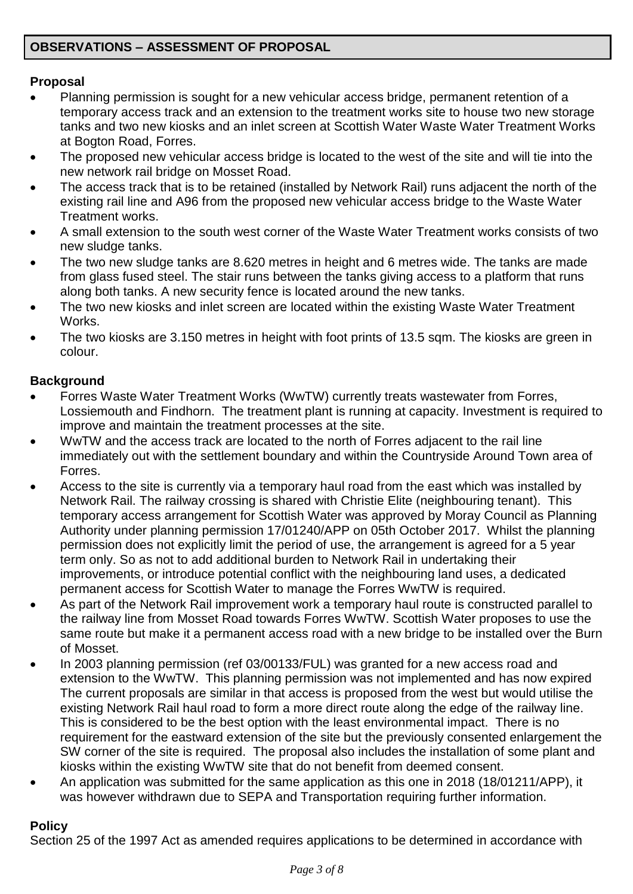## OBSERVATIONS – ASSESSMENT OF PROPOSAL

**Proposal**

- Planning permission is sought for a new vehicular access bridge, permanent retention of a temporary access track and an extension to the treatment works site to house two new storage tanks and two new kiosks and an inlet screen at Scottish Water Waste Water Treatment Works at Bogton Road, Forres.
- The proposed new vehicular access bridge is located to the west of the site and will tie into the new network rail bridge on Mosset Road.
- The access track that is to be retained (installed by Network Rail) runs adjacent the north of the existing rail line and A96 from the proposed new vehicular access bridge to the Waste Water Treatment works.
- A small extension to the south west corner of the Waste Water Treatment works consists of two new sludge tanks.
- The two new sludge tanks are 8.620 metres in height and 6 metres wide. The tanks are made from glass fused steel. The stair runs between the tanks giving access to a platform that runs along both tanks. A new security fence is located around the new tanks.
- The two new kiosks and inlet screen are located within the existing Waste Water Treatment Works.
- The two kiosks are 3.150 metres in height with foot prints of 13.5 sqm. The kiosks are green in colour.

**Background**

- Forres Waste Water Treatment Works (WwTW) currently treats wastewater from Forres, Lossiemouth and Findhorn. The treatment plant is running at capacity. Investment is required to improve and maintain the treatment processes at the site.
- WwTW and the access track are located to the north of Forres adjacent to the rail line immediately out with the settlement boundary and within the Countryside Around Town area of Forres.
- Access to the site is currently via a temporary haul road from the east which was installed by Network Rail. The railway crossing is shared with Christie Elite (neighbouring tenant). This temporary access arrangement for Scottish Water was approved by Moray Council as Planning Authority under planning permission 17/01240/APP on 05th October 2017. Whilst the planning permission does not explicitly limit the period of use, the arrangement is agreed for a 5 year term only. So as not to add additional burden to Network Rail in undertaking their improvements, or introduce potential conflict with the neighbouring land uses, a dedicated permanent access for Scottish Water to manage the Forres WwTW is required.
- As part of the Network Rail improvement work a temporary haul route is constructed parallel to the railway line from Mosset Road towards Forres WwTW. Scottish Water proposes to use the same route but make it a permanent access road with a new bridge to be installed over the Burn of Mosset.
- In 2003 planning permission (ref 03/00133/FUL) was granted for a new access road and extension to the WwTW. This planning permission was not implemented and has now expired The current proposals are similar in that access is proposed from the west but would utilise the existing Network Rail haul road to form a more direct route along the edge of the railway line. This is considered to be the best option with the least environmental impact. There is no requirement for the eastward extension of the site but the previously consented enlargement the SW corner of the site is required. The proposal also includes the installation of some plant and kiosks within the existing WwTW site that do not benefit from deemed consent.
- An application was submitted for the same application as this one in 2018 (18/01211/APP), it was however withdrawn due to SEPA and Transportation requiring further information.

**Policy**

Section 25 of the 1997 Act as amended requires applications to be determined in accordance with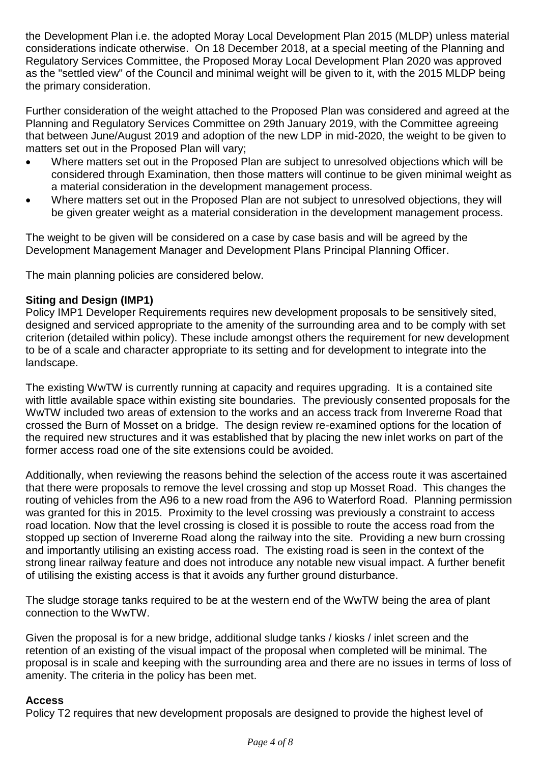the Development Plan i.e. the adopted Moray Local Development Plan 2015 (MLDP) unless material considerations indicate otherwise. On 18 December 2018, at a special meeting of the Planning and Regulatory Services Committee, the Proposed Moray Local Development Plan 2020 was approved as the "settled view" of the Council and minimal weight will be given to it, with the 2015 MLDP being the primary consideration.

Further consideration of the weight attached to the Proposed Plan was considered and agreed at the Planning and Regulatory Services Committee on 29th January 2019, with the Committee agreeing that between June/August 2019 and adoption of the new LDP in mid-2020, the weight to be given to matters set out in the Proposed Plan will vary;

- Where matters set out in the Proposed Plan are subject to unresolved objections which will be considered through Examination, then those matters will continue to be given minimal weight as a material consideration in the development management process.
- Where matters set out in the Proposed Plan are not subject to unresolved objections, they will be given greater weight as a material consideration in the development management process.

The weight to be given will be considered on a case by case basis and will be agreed by the Development Management Manager and Development Plans Principal Planning Officer.

The main planning policies are considered below.

**Siting and Design (IMP1)**

Policy IMP1 Developer Requirements requires new development proposals to be sensitively sited, designed and serviced appropriate to the amenity of the surrounding area and to be comply with set criterion (detailed within policy). These include amongst others the requirement for new development to be of a scale and character appropriate to its setting and for development to integrate into the landscape.

The existing WwTW is currently running at capacity and requires upgrading. It is a contained site with little available space within existing site boundaries. The previously consented proposals for the WwTW included two areas of extension to the works and an access track from Invererne Road that crossed the Burn of Mosset on a bridge. The design review re-examined options for the location of the required new structures and it was established that by placing the new inlet works on part of the former access road one of the site extensions could be avoided.

Additionally, when reviewing the reasons behind the selection of the access route it was ascertained that there were proposals to remove the level crossing and stop up Mosset Road. This changes the routing of vehicles from the A96 to a new road from the A96 to Waterford Road. Planning permission was granted for this in 2015. Proximity to the level crossing was previously a constraint to access road location. Now that the level crossing is closed it is possible to route the access road from the stopped up section of Invererne Road along the railway into the site. Providing a new burn crossing and importantly utilising an existing access road. The existing road is seen in the context of the strong linear railway feature and does not introduce any notable new visual impact. A further benefit of utilising the existing access is that it avoids any further ground disturbance.

The sludge storage tanks required to be at the western end of the WwTW being the area of plant connection to the WwTW.

Given the proposal is for a new bridge, additional sludge tanks / kiosks / inlet screen and the retention of an existing of the visual impact of the proposal when completed will be minimal. The proposal is in scale and keeping with the surrounding area and there are no issues in terms of loss of amenity. The criteria in the policy has been met.

**Access**

Policy T2 requires that new development proposals are designed to provide the highest level of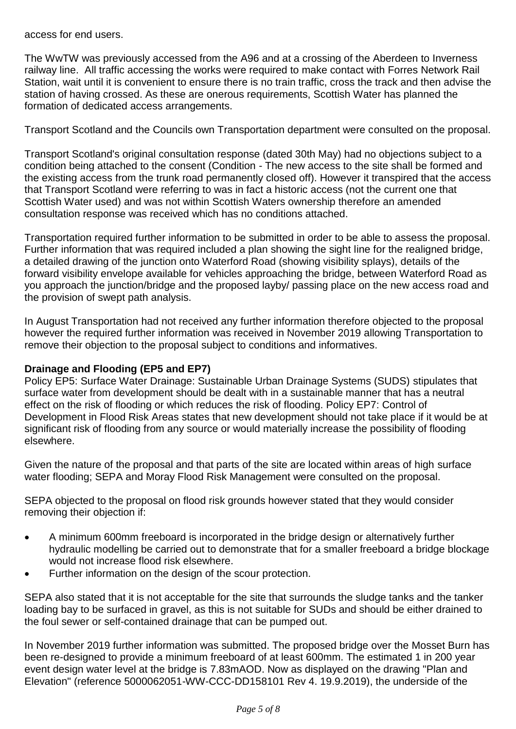access for end users.

The WwTW was previously accessed from the A96 and at a crossing of the Aberdeen to Inverness railway line. All traffic accessing the works were required to make contact with Forres Network Rail Station, wait until it is convenient to ensure there is no train traffic, cross the track and then advise the station of having crossed. As these are onerous requirements, Scottish Water has planned the formation of dedicated access arrangements.

Transport Scotland and the Councils own Transportation department were consulted on the proposal.

Transport Scotland's original consultation response (dated 30th May) had no objections subject to a condition being attached to the consent (Condition - The new access to the site shall be formed and the existing access from the trunk road permanently closed off). However it transpired that the access that Transport Scotland were referring to was in fact a historic access (not the current one that Scottish Water used) and was not within Scottish Waters ownership therefore an amended consultation response was received which has no conditions attached.

Transportation required further information to be submitted in order to be able to assess the proposal. Further information that was required included a plan showing the sight line for the realigned bridge, a detailed drawing of the junction onto Waterford Road (showing visibility splays), details of the forward visibility envelope available for vehicles approaching the bridge, between Waterford Road as you approach the junction/bridge and the proposed layby/ passing place on the new access road and the provision of swept path analysis.

In August Transportation had not received any further information therefore objected to the proposal however the required further information was received in November 2019 allowing Transportation to remove their objection to the proposal subject to conditions and informatives.

**Drainage and Flooding (EP5 and EP7)**

Policy EP5: Surface Water Drainage: Sustainable Urban Drainage Systems (SUDS) stipulates that surface water from development should be dealt with in a sustainable manner that has a neutral effect on the risk of flooding or which reduces the risk of flooding. Policy EP7: Control of Development in Flood Risk Areas states that new development should not take place if it would be at significant risk of flooding from any source or would materially increase the possibility of flooding elsewhere.

Given the nature of the proposal and that parts of the site are located within areas of high surface water flooding; SEPA and Moray Flood Risk Management were consulted on the proposal.

SEPA objected to the proposal on flood risk grounds however stated that they would consider removing their objection if:

- A minimum 600mm freeboard is incorporated in the bridge design or alternatively further hydraulic modelling be carried out to demonstrate that for a smaller freeboard a bridge blockage would not increase flood risk elsewhere.
- Further information on the design of the scour protection.

SEPA also stated that it is not acceptable for the site that surrounds the sludge tanks and the tanker loading bay to be surfaced in gravel, as this is not suitable for SUDs and should be either drained to the foul sewer or self-contained drainage that can be pumped out.

In November 2019 further information was submitted. The proposed bridge over the Mosset Burn has been re-designed to provide a minimum freeboard of at least 600mm. The estimated 1 in 200 year event design water level at the bridge is 7.83mAOD. Now as displayed on the drawing "Plan and Elevation" (reference 5000062051-WW-CCC-DD158101 Rev 4. 19.9.2019), the underside of the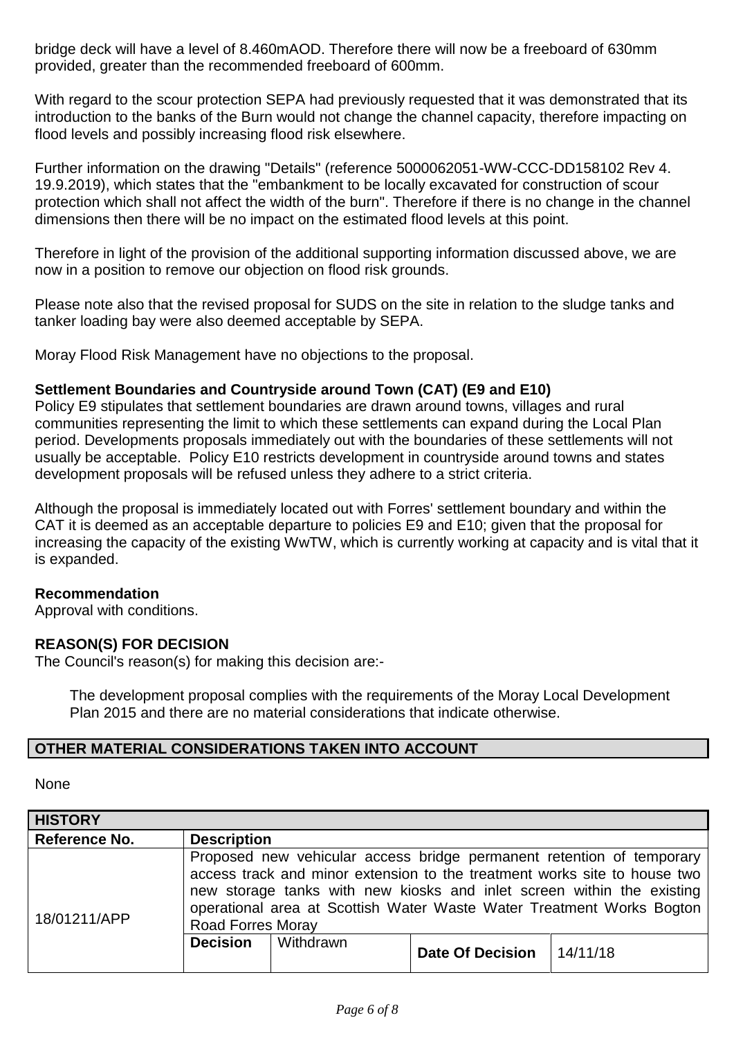bridge deck will have a level of 8.460mAOD. Therefore there will now be a freeboard of 630mm provided, greater than the recommended freeboard of 600mm.

With regard to the scour protection SEPA had previously requested that it was demonstrated that its introduction to the banks of the Burn would not change the channel capacity, therefore impacting on flood levels and possibly increasing flood risk elsewhere.

Further information on the drawing "Details" (reference 5000062051-WW-CCC-DD158102 Rev 4. 19.9.2019), which states that the "embankment to be locally excavated for construction of scour protection which shall not affect the width of the burn". Therefore if there is no change in the channel dimensions then there will be no impact on the estimated flood levels at this point.

Therefore in light of the provision of the additional supporting information discussed above, we are now in a position to remove our objection on flood risk grounds.

Please note also that the revised proposal for SUDS on the site in relation to the sludge tanks and tanker loading bay were also deemed acceptable by SEPA.

Moray Flood Risk Management have no objections to the proposal.

**Settlement Boundaries and Countryside around Town (CAT) (E9 and E10)**
Policy E9 stipulates that settlement boundaries are drawn around towns, villages and rural communities representing the limit to which these settlements can expand during the Local Plan period. Developments proposals immediately out with the boundaries of these settlements will not usually be acceptable. Policy E10 restricts development in countryside around towns and states development proposals will be refused unless they adhere to a strict criteria.

Although the proposal is immediately located out with Forres' settlement boundary and within the CAT it is deemed as an acceptable departure to policies E9 and E10; given that the proposal for increasing the capacity of the existing WwTW, which is currently working at capacity and is vital that it is expanded.

**Recommendation**
Approval with conditions.

**REASON(S) FOR DECISION**
The Council's reason(s) for making this decision are:-

The development proposal complies with the requirements of the Moray Local Development Plan 2015 and there are no material considerations that indicate otherwise.

| **OTHER MATERIAL CONSIDERATIONS TAKEN INTO ACCOUNT** |
|---|

None

| **HISTORY** | | | | |
|---|---|---|---|---|
| **Reference No.** | **Description** | | | |
| 18/01211/APP | Proposed new vehicular access bridge permanent retention of temporary access track and minor extension to the treatment works site to house two new storage tanks with new kiosks and inlet screen within the existing operational area at Scottish Water Waste Water Treatment Works Bogton Road Forres Moray | | | |
| | **Decision** | Withdrawn | **Date Of Decision** | 14/11/18 |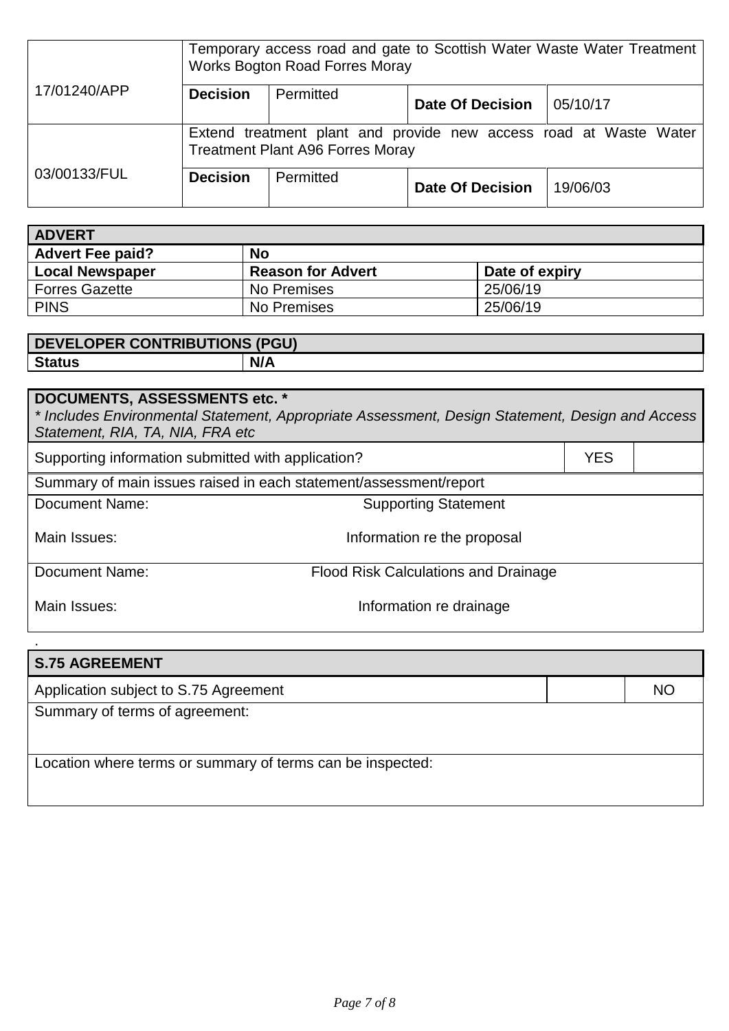| | | | | |
|---|---|---|---|---|
| 17/01240/APP | Temporary access road and gate to Scottish Water Waste Water Treatment Works Bogton Road Forres Moray | | | |
| | **Decision** | Permitted | **Date Of Decision** | 05/10/17 |
| 03/00133/FUL | Extend treatment plant and provide new access road at Waste Water Treatment Plant A96 Forres Moray | | | |
| | **Decision** | Permitted | **Date Of Decision** | 19/06/03 |

| **ADVERT** | | |
|---|---|---|
| **Advert Fee paid?** | **No** | |
| **Local Newspaper** | **Reason for Advert** | **Date of expiry** |
| Forres Gazette | No Premises | 25/06/19 |
| PINS | No Premises | 25/06/19 |

| **DEVELOPER CONTRIBUTIONS (PGU)** | |
|---|---|
| **Status** | **N/A** |

| **DOCUMENTS, ASSESSMENTS etc. ***<br>*\* Includes Environmental Statement, Appropriate Assessment, Design Statement, Design and Access Statement, RIA, TA, NIA, FRA etc* | | |
|---|---|---|
| Supporting information submitted with application? | YES | |
| Summary of main issues raised in each statement/assessment/report | | |
| Document Name: | Supporting Statement | |
| Main Issues: | Information re the proposal | |
| Document Name: | Flood Risk Calculations and Drainage | |
| Main Issues: | Information re drainage | |

| **S.75 AGREEMENT** | | |
|---|---|---|
| Application subject to S.75 Agreement | | NO |
| Summary of terms of agreement: | | |
| Location where terms or summary of terms can be inspected: | | |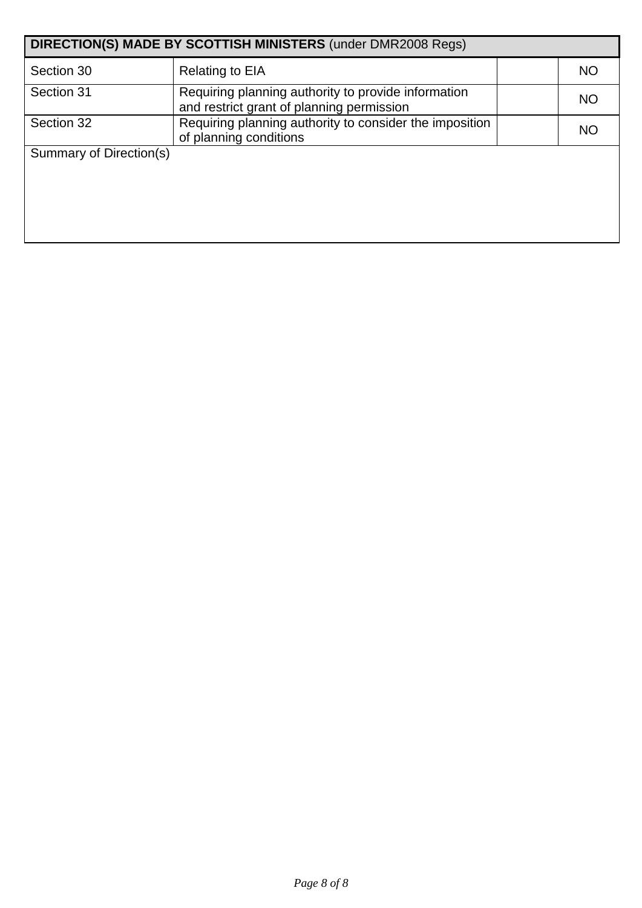| DIRECTION(S) MADE BY SCOTTISH MINISTERS (under DMR2008 Regs) | | | |
|---|---|---|---|
| Section 30 | Relating to EIA | | NO |
| Section 31 | Requiring planning authority to provide information and restrict grant of planning permission | | NO |
| Section 32 | Requiring planning authority to consider the imposition of planning conditions | | NO |
| Summary of Direction(s) | | | |